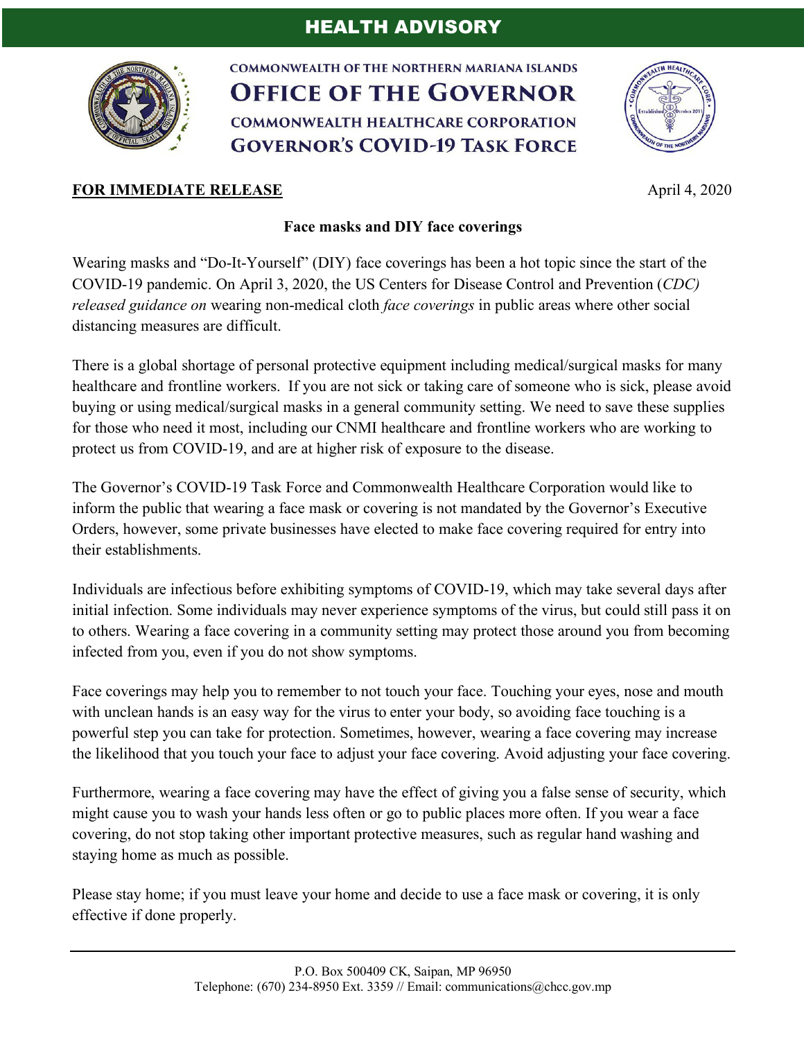# HEALTH ADVISORY

COMMONWEALTH OF THE NORTHERN MARIANA ISLANDS
**OFFICE OF THE GOVERNOR**
COMMONWEALTH HEALTHCARE CORPORATION
**GOVERNOR'S COVID-19 TASK FORCE**

**FOR IMMEDIATE RELEASE** April 4, 2020

## Face masks and DIY face coverings

Wearing masks and "Do-It-Yourself" (DIY) face coverings has been a hot topic since the start of the COVID-19 pandemic. On April 3, 2020, the US Centers for Disease Control and Prevention (*CDC) released guidance on* wearing non-medical cloth *face coverings* in public areas where other social distancing measures are difficult.

There is a global shortage of personal protective equipment including medical/surgical masks for many healthcare and frontline workers. If you are not sick or taking care of someone who is sick, please avoid buying or using medical/surgical masks in a general community setting. We need to save these supplies for those who need it most, including our CNMI healthcare and frontline workers who are working to protect us from COVID-19, and are at higher risk of exposure to the disease.

The Governor's COVID-19 Task Force and Commonwealth Healthcare Corporation would like to inform the public that wearing a face mask or covering is not mandated by the Governor's Executive Orders, however, some private businesses have elected to make face covering required for entry into their establishments.

Individuals are infectious before exhibiting symptoms of COVID-19, which may take several days after initial infection. Some individuals may never experience symptoms of the virus, but could still pass it on to others. Wearing a face covering in a community setting may protect those around you from becoming infected from you, even if you do not show symptoms.

Face coverings may help you to remember to not touch your face. Touching your eyes, nose and mouth with unclean hands is an easy way for the virus to enter your body, so avoiding face touching is a powerful step you can take for protection. Sometimes, however, wearing a face covering may increase the likelihood that you touch your face to adjust your face covering. Avoid adjusting your face covering.

Furthermore, wearing a face covering may have the effect of giving you a false sense of security, which might cause you to wash your hands less often or go to public places more often. If you wear a face covering, do not stop taking other important protective measures, such as regular hand washing and staying home as much as possible.

Please stay home; if you must leave your home and decide to use a face mask or covering, it is only effective if done properly.

P.O. Box 500409 CK, Saipan, MP 96950
Telephone: (670) 234-8950 Ext. 3359 // Email: communications@chcc.gov.mp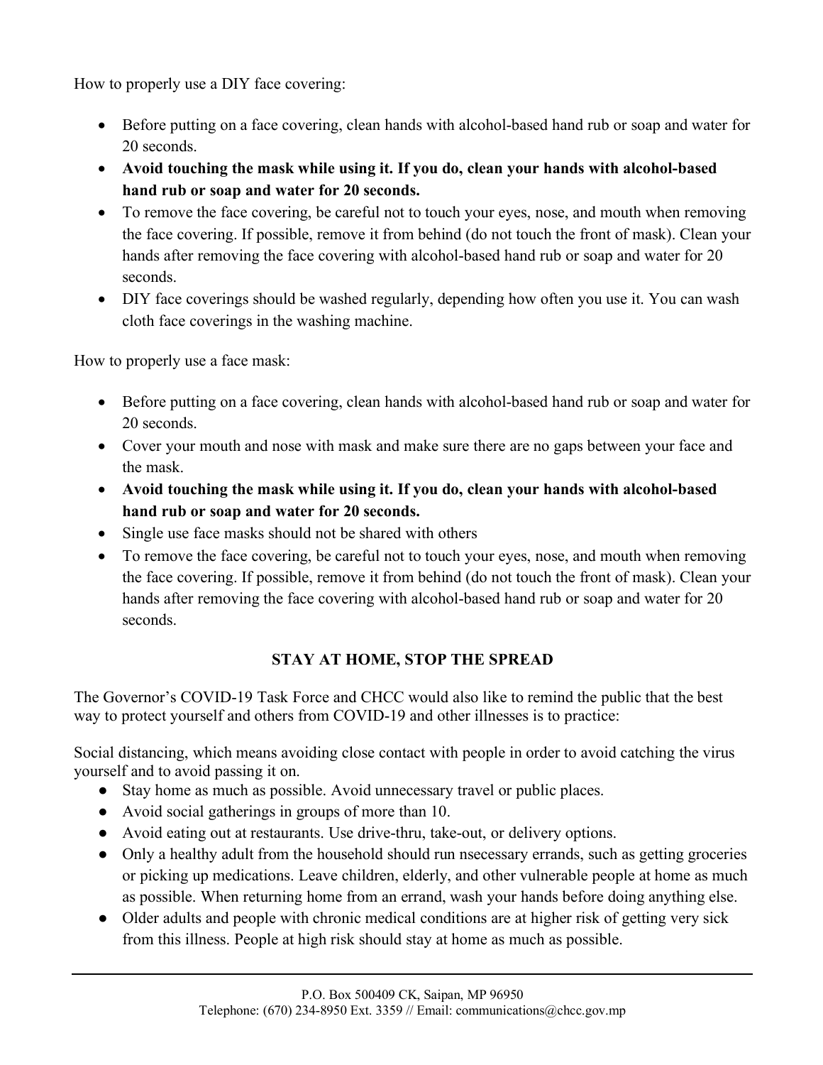How to properly use a DIY face covering:

- Before putting on a face covering, clean hands with alcohol-based hand rub or soap and water for 20 seconds.
- **Avoid touching the mask while using it. If you do, clean your hands with alcohol-based hand rub or soap and water for 20 seconds.**
- To remove the face covering, be careful not to touch your eyes, nose, and mouth when removing the face covering. If possible, remove it from behind (do not touch the front of mask). Clean your hands after removing the face covering with alcohol-based hand rub or soap and water for 20 seconds.
- DIY face coverings should be washed regularly, depending how often you use it. You can wash cloth face coverings in the washing machine.

How to properly use a face mask:

- Before putting on a face covering, clean hands with alcohol-based hand rub or soap and water for 20 seconds.
- Cover your mouth and nose with mask and make sure there are no gaps between your face and the mask.
- **Avoid touching the mask while using it. If you do, clean your hands with alcohol-based hand rub or soap and water for 20 seconds.**
- Single use face masks should not be shared with others
- To remove the face covering, be careful not to touch your eyes, nose, and mouth when removing the face covering. If possible, remove it from behind (do not touch the front of mask). Clean your hands after removing the face covering with alcohol-based hand rub or soap and water for 20 seconds.

**STAY AT HOME, STOP THE SPREAD**

The Governor's COVID-19 Task Force and CHCC would also like to remind the public that the best way to protect yourself and others from COVID-19 and other illnesses is to practice:

Social distancing, which means avoiding close contact with people in order to avoid catching the virus yourself and to avoid passing it on.

- Stay home as much as possible. Avoid unnecessary travel or public places.
- Avoid social gatherings in groups of more than 10.
- Avoid eating out at restaurants. Use drive-thru, take-out, or delivery options.
- Only a healthy adult from the household should run nsecessary errands, such as getting groceries or picking up medications. Leave children, elderly, and other vulnerable people at home as much as possible. When returning home from an errand, wash your hands before doing anything else.
- Older adults and people with chronic medical conditions are at higher risk of getting very sick from this illness. People at high risk should stay at home as much as possible.

P.O. Box 500409 CK, Saipan, MP 96950
Telephone: (670) 234-8950 Ext. 3359 // Email: communications@chcc.gov.mp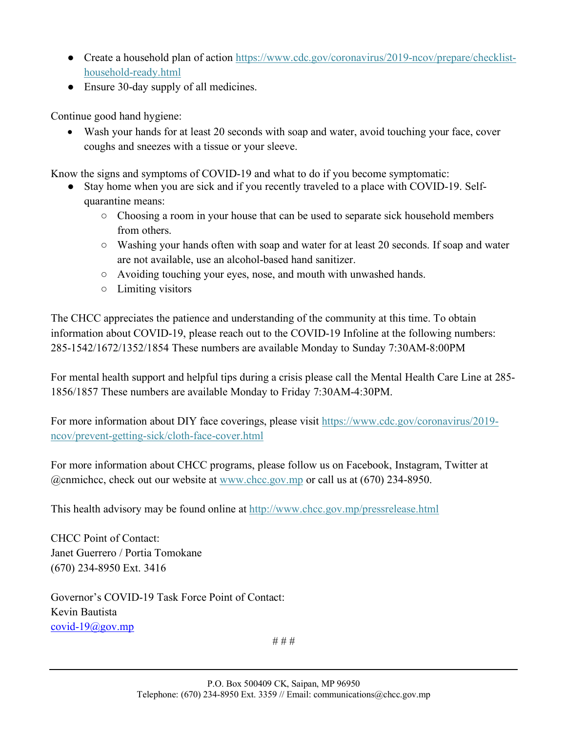- Create a household plan of action https://www.cdc.gov/coronavirus/2019-ncov/prepare/checklist-household-ready.html
- Ensure 30-day supply of all medicines.

Continue good hand hygiene:

- Wash your hands for at least 20 seconds with soap and water, avoid touching your face, cover coughs and sneezes with a tissue or your sleeve.

Know the signs and symptoms of COVID-19 and what to do if you become symptomatic:

- Stay home when you are sick and if you recently traveled to a place with COVID-19. Self-quarantine means:
    - Choosing a room in your house that can be used to separate sick household members from others.
    - Washing your hands often with soap and water for at least 20 seconds. If soap and water are not available, use an alcohol-based hand sanitizer.
    - Avoiding touching your eyes, nose, and mouth with unwashed hands.
    - Limiting visitors

The CHCC appreciates the patience and understanding of the community at this time. To obtain information about COVID-19, please reach out to the COVID-19 Infoline at the following numbers: 285-1542/1672/1352/1854 These numbers are available Monday to Sunday 7:30AM-8:00PM

For mental health support and helpful tips during a crisis please call the Mental Health Care Line at 285-1856/1857 These numbers are available Monday to Friday 7:30AM-4:30PM.

For more information about DIY face coverings, please visit https://www.cdc.gov/coronavirus/2019-ncov/prevent-getting-sick/cloth-face-cover.html

For more information about CHCC programs, please follow us on Facebook, Instagram, Twitter at @cnmichcc, check out our website at www.chcc.gov.mp or call us at (670) 234-8950.

This health advisory may be found online at http://www.chcc.gov.mp/pressrelease.html

CHCC Point of Contact:
Janet Guerrero / Portia Tomokane
(670) 234-8950 Ext. 3416

Governor's COVID-19 Task Force Point of Contact:
Kevin Bautista
covid-19@gov.mp

# # #

P.O. Box 500409 CK, Saipan, MP 96950
Telephone: (670) 234-8950 Ext. 3359 // Email: communications@chcc.gov.mp